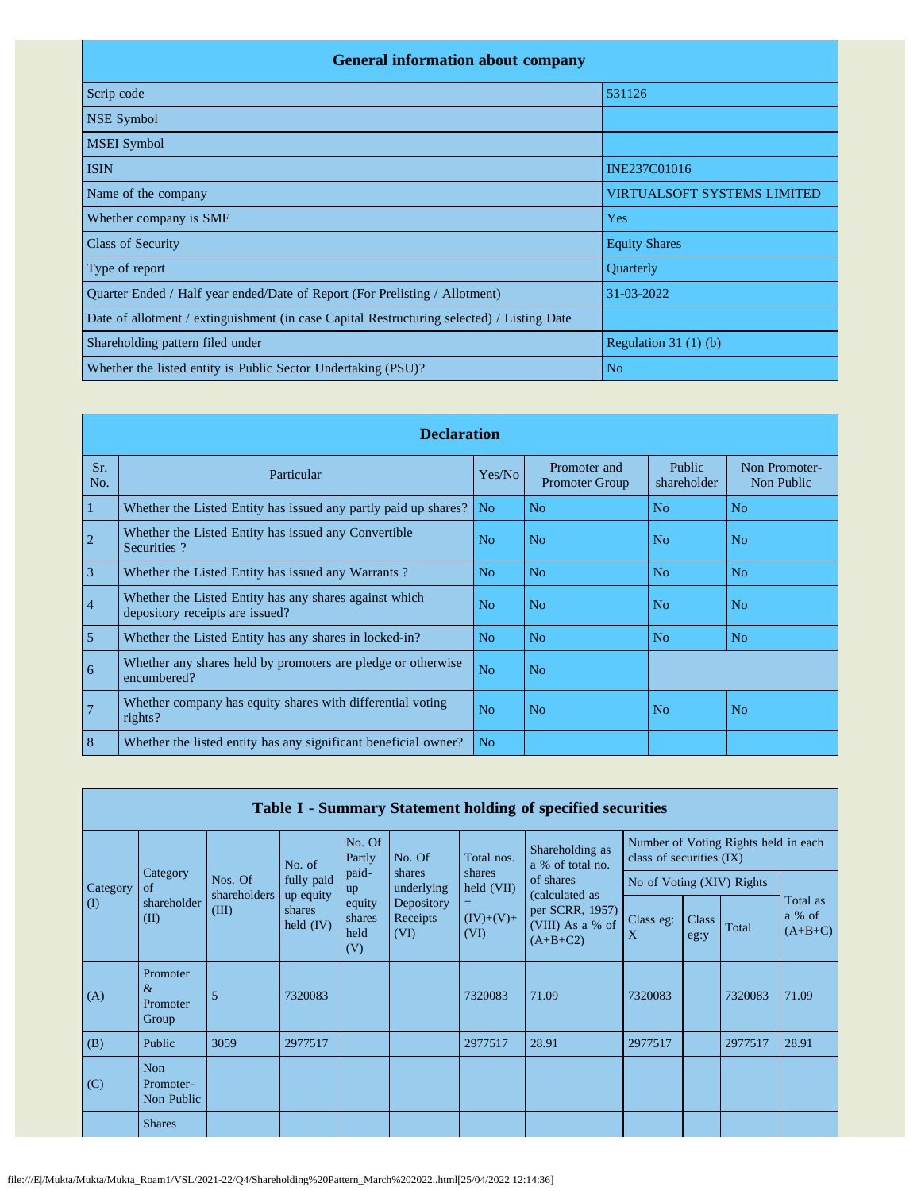| General information about company | |
|---|---|
| Scrip code | 531126 |
| NSE Symbol | |
| MSEI Symbol | |
| ISIN | INE237C01016 |
| Name of the company | VIRTUALSOFT SYSTEMS LIMITED |
| Whether company is SME | Yes |
| Class of Security | Equity Shares |
| Type of report | Quarterly |
| Quarter Ended / Half year ended/Date of Report (For Prelisting / Allotment) | 31-03-2022 |
| Date of allotment / extinguishment (in case Capital Restructuring selected) / Listing Date | |
| Shareholding pattern filed under | Regulation 31 (1) (b) |
| Whether the listed entity is Public Sector Undertaking (PSU)? | No |

| Declaration | | | | | |
|---|---|---|---|---|---|
| Sr. No. | Particular | Yes/No | Promoter and Promoter Group | Public shareholder | Non Promoter-Non Public |
| 1 | Whether the Listed Entity has issued any partly paid up shares? | No | No | No | No |
| 2 | Whether the Listed Entity has issued any Convertible Securities ? | No | No | No | No |
| 3 | Whether the Listed Entity has issued any Warrants ? | No | No | No | No |
| 4 | Whether the Listed Entity has any shares against which depository receipts are issued? | No | No | No | No |
| 5 | Whether the Listed Entity has any shares in locked-in? | No | No | No | No |
| 6 | Whether any shares held by promoters are pledge or otherwise encumbered? | No | No | | |
| 7 | Whether company has equity shares with differential voting rights? | No | No | No | No |
| 8 | Whether the listed entity has any significant beneficial owner? | No | | | |

| Table I - Summary Statement holding of specified securities | | | | | | | | | | | |
|---|---|---|---|---|---|---|---|---|---|---|---|
| Category (I) | Category of shareholder (II) | Nos. Of shareholders (III) | No. of fully paid up equity shares held (IV) | No. Of Partly paid-up equity shares held (V) | No. Of shares underlying Depository Receipts (VI) | Total nos. shares held (VII) = (IV)+(V)+ (VI) | Shareholding as a % of total no. of shares (calculated as per SCRR, 1957) (VIII) As a % of (A+B+C2) | Number of Voting Rights held in each class of securities (IX) | | | |
| | | | | | | | | No of Voting (XIV) Rights | | | Total as a % of (A+B+C) |
| | | | | | | | | Class eg: X | Class eg:y | Total | |
| (A) | Promoter & Promoter Group | 5 | 7320083 | | | 7320083 | 71.09 | 7320083 | | 7320083 | 71.09 |
| (B) | Public | 3059 | 2977517 | | | 2977517 | 28.91 | 2977517 | | 2977517 | 28.91 |
| (C) | Non Promoter- Non Public | | | | | | | | | | |
| | Shares | | | | | | | | | | |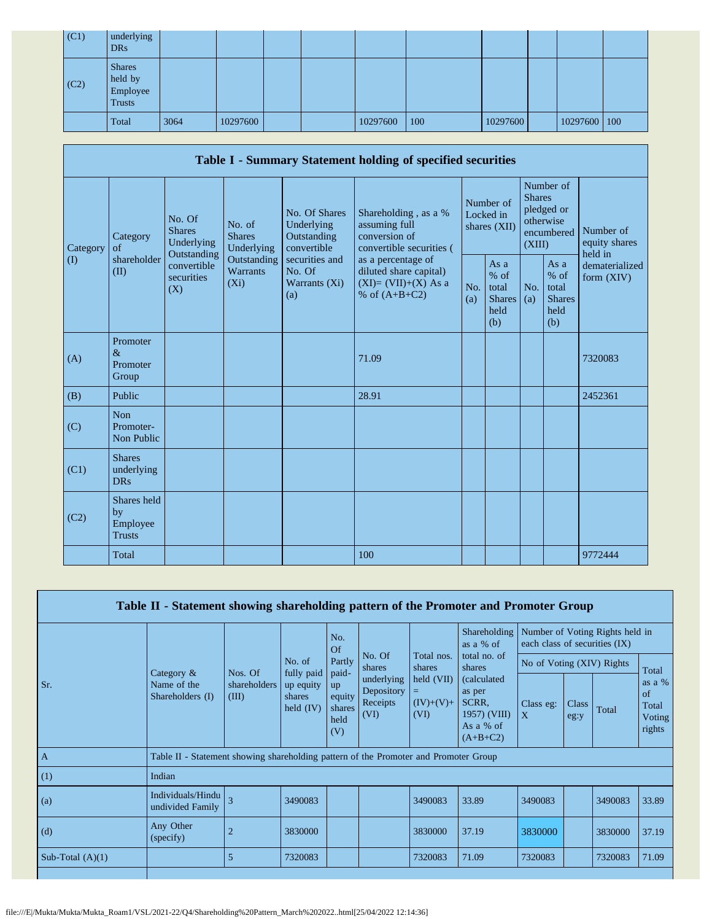| (C1) | underlying DRs | | | | | | | | | | |
|---|---|---|---|---|---|---|---|---|---|---|---|
| (C2) | Shares held by Employee Trusts | | | | | | | | | | |
| | Total | 3064 | 10297600 | | | 10297600 | 100 | 10297600 | | 10297600 | 100 |

## Table I - Summary Statement holding of specified securities

| Category (I) | Category of shareholder (II) | No. Of Shares Underlying Outstanding convertible securities (X) | No. of Shares Underlying Outstanding Warrants (Xi) | No. Of Shares Underlying Outstanding convertible securities and No. Of Warrants (Xi) (a) | Shareholding , as a % assuming full conversion of convertible securities ( as a percentage of diluted share capital) (XI)= (VII)+(X) As a % of (A+B+C2) | Number of Locked in shares (XII) | | Number of Shares pledged or otherwise encumbered (XIII) | | Number of equity shares held in dematerialized form (XIV) |
|---|---|---|---|---|---|---|---|---|---|---|
| | | | | | | No. (a) | As a % of total Shares held (b) | No. (a) | As a % of total Shares held (b) | |
| (A) | Promoter & Promoter Group | | | | 71.09 | | | | | 7320083 |
| (B) | Public | | | | 28.91 | | | | | 2452361 |
| (C) | Non Promoter- Non Public | | | | | | | | | |
| (C1) | Shares underlying DRs | | | | | | | | | |
| (C2) | Shares held by Employee Trusts | | | | | | | | | |
| | Total | | | | 100 | | | | | 9772444 |

## Table II - Statement showing shareholding pattern of the Promoter and Promoter Group

| Sr. | Category & Name of the Shareholders (I) | Nos. Of shareholders (III) | No. of fully paid up equity shares held (IV) | No. Of Partly paid-up equity shares held (V) | No. Of shares underlying Depository Receipts (VI) | Total nos. shares held (VII) = (IV)+(V)+ (VI) | Shareholding as a % of total no. of shares (calculated as per SCRR, 1957) (VIII) As a % of (A+B+C2) | Number of Voting Rights held in each class of securities (IX) | | | |
|---|---|---|---|---|---|---|---|---|---|---|---|
| | | | | | | | | No of Voting (XIV) Rights | | | Total as a % of Total Voting rights |
| | | | | | | | | Class eg: X | Class eg:y | Total | |
| A | Table II - Statement showing shareholding pattern of the Promoter and Promoter Group | | | | | | | | | | |
| (1) | Indian | | | | | | | | | | |
| (a) | Individuals/Hindu undivided Family | 3 | 3490083 | | | 3490083 | 33.89 | 3490083 | | 3490083 | 33.89 |
| (d) | Any Other (specify) | 2 | 3830000 | | | 3830000 | 37.19 | 3830000 | | 3830000 | 37.19 |
| Sub-Total (A)(1) | | 5 | 7320083 | | | 7320083 | 71.09 | 7320083 | | 7320083 | 71.09 |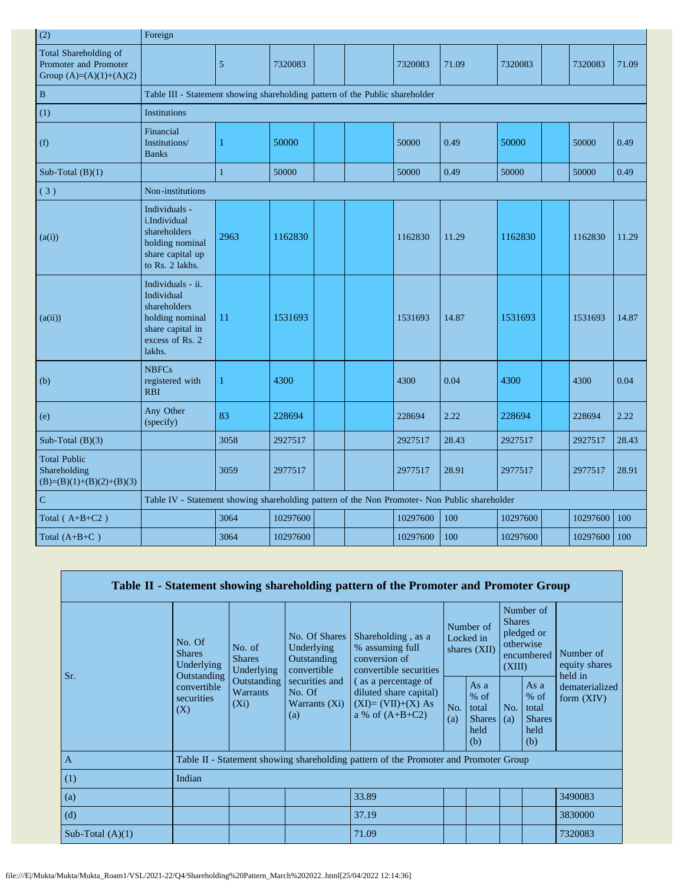| (2) | Foreign | | | | | | | | | | |
|---|---|---|---|---|---|---|---|---|---|---|---|
| Total Shareholding of Promoter and Promoter Group (A)=(A)(1)+(A)(2) | | 5 | 7320083 | | | 7320083 | 71.09 | 7320083 | | 7320083 | 71.09 |
| B | Table III - Statement showing shareholding pattern of the Public shareholder | | | | | | | | | | |
| (1) | Institutions | | | | | | | | | | |
| (f) | Financial Institutions/ Banks | 1 | 50000 | | | 50000 | 0.49 | 50000 | | 50000 | 0.49 |
| Sub-Total (B)(1) | | 1 | 50000 | | | 50000 | 0.49 | 50000 | | 50000 | 0.49 |
| ( 3 ) | Non-institutions | | | | | | | | | | |
| (a(i)) | Individuals - i.Individual shareholders holding nominal share capital up to Rs. 2 lakhs. | 2963 | 1162830 | | | 1162830 | 11.29 | 1162830 | | 1162830 | 11.29 |
| (a(ii)) | Individuals - ii. Individual shareholders holding nominal share capital in excess of Rs. 2 lakhs. | 11 | 1531693 | | | 1531693 | 14.87 | 1531693 | | 1531693 | 14.87 |
| (b) | NBFCs registered with RBI | 1 | 4300 | | | 4300 | 0.04 | 4300 | | 4300 | 0.04 |
| (e) | Any Other (specify) | 83 | 228694 | | | 228694 | 2.22 | 228694 | | 228694 | 2.22 |
| Sub-Total (B)(3) | | 3058 | 2927517 | | | 2927517 | 28.43 | 2927517 | | 2927517 | 28.43 |
| Total Public Shareholding (B)=(B)(1)+(B)(2)+(B)(3) | | 3059 | 2977517 | | | 2977517 | 28.91 | 2977517 | | 2977517 | 28.91 |
| C | Table IV - Statement showing shareholding pattern of the Non Promoter- Non Public shareholder | | | | | | | | | | |
| Total ( A+B+C2 ) | | 3064 | 10297600 | | | 10297600 | 100 | 10297600 | | 10297600 | 100 |
| Total (A+B+C ) | | 3064 | 10297600 | | | 10297600 | 100 | 10297600 | | 10297600 | 100 |

## Table II - Statement showing shareholding pattern of the Promoter and Promoter Group

| Sr. | No. Of Shares Underlying Outstanding convertible securities (X) | No. of Shares Underlying Outstanding Warrants (Xi) | No. Of Shares Underlying Outstanding convertible securities and No. Of Warrants (Xi) (a) | Shareholding , as a % assuming full conversion of convertible securities ( as a percentage of diluted share capital) (XI)= (VII)+(X) As a % of (A+B+C2) | Number of Locked in shares (XII) | | Number of Shares pledged or otherwise encumbered (XIII) | | Number of equity shares held in dematerialized form (XIV) |
|---|---|---|---|---|---|---|---|---|---|
| | | | | | No. (a) | As a % of total Shares held (b) | No. (a) | As a % of total Shares held (b) | |
| A | Table II - Statement showing shareholding pattern of the Promoter and Promoter Group | | | | | | | | |
| (1) | Indian | | | | | | | | |
| (a) | | | | 33.89 | | | | | 3490083 |
| (d) | | | | 37.19 | | | | | 3830000 |
| Sub-Total (A)(1) | | | | 71.09 | | | | | 7320083 |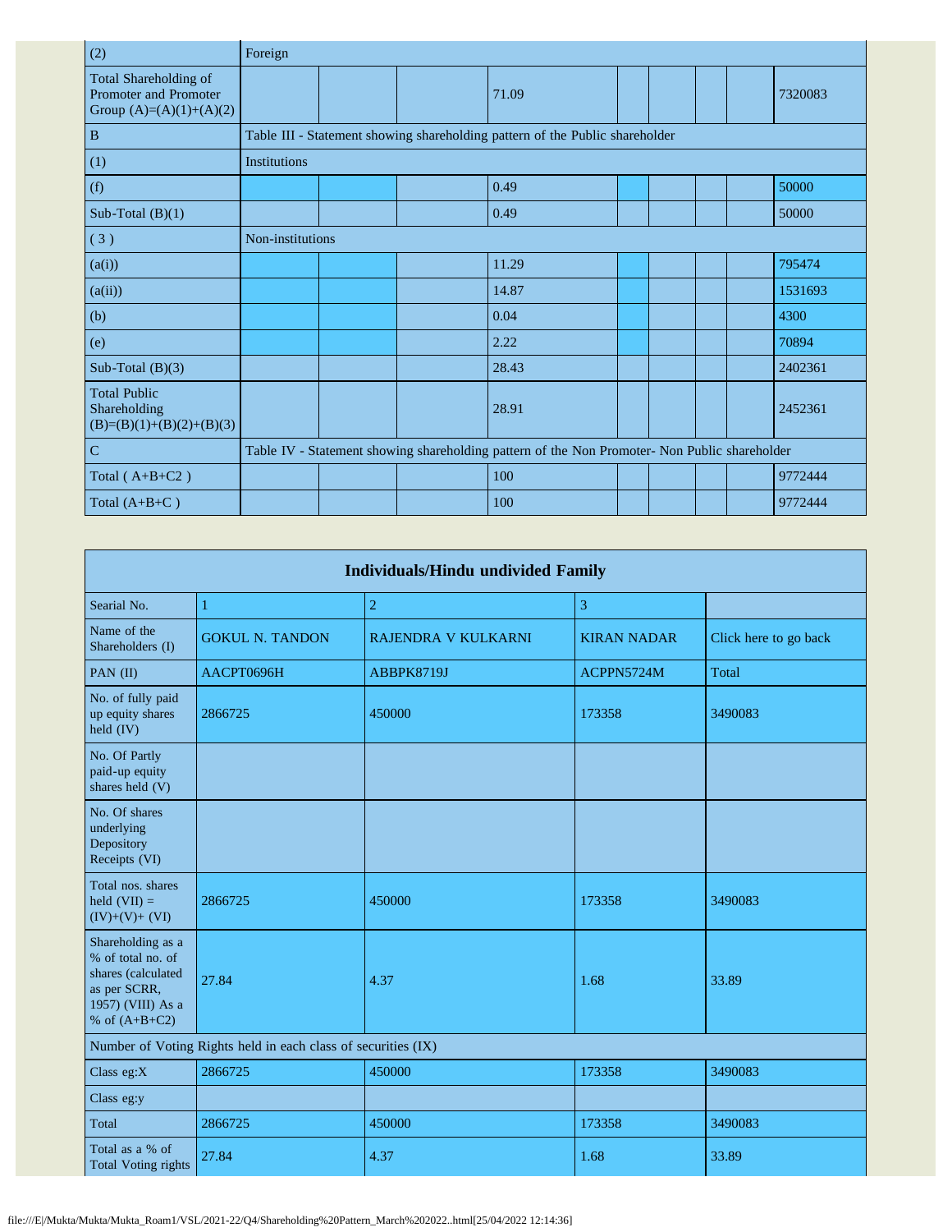| (2) | Foreign | | | | | | | | |
|---|---|---|---|---|---|---|---|---|---|
| Total Shareholding of Promoter and Promoter Group (A)=(A)(1)+(A)(2) | | | | 71.09 | | | | | 7320083 |
| B | Table III - Statement showing shareholding pattern of the Public shareholder | | | | | | | | |
| (1) | Institutions | | | | | | | | |
| (f) | | | | 0.49 | | | | | 50000 |
| Sub-Total (B)(1) | | | | 0.49 | | | | | 50000 |
| ( 3 ) | Non-institutions | | | | | | | | |
| (a(i)) | | | | 11.29 | | | | | 795474 |
| (a(ii)) | | | | 14.87 | | | | | 1531693 |
| (b) | | | | 0.04 | | | | | 4300 |
| (e) | | | | 2.22 | | | | | 70894 |
| Sub-Total (B)(3) | | | | 28.43 | | | | | 2402361 |
| Total Public Shareholding (B)=(B)(1)+(B)(2)+(B)(3) | | | | 28.91 | | | | | 2452361 |
| C | Table IV - Statement showing shareholding pattern of the Non Promoter- Non Public shareholder | | | | | | | | |
| Total ( A+B+C2 ) | | | | 100 | | | | | 9772444 |
| Total (A+B+C ) | | | | 100 | | | | | 9772444 |

| Individuals/Hindu undivided Family | | | | |
|---|---|---|---|---|
| Searial No. | 1 | 2 | 3 | |
| Name of the Shareholders (I) | GOKUL N. TANDON | RAJENDRA V KULKARNI | KIRAN NADAR | Click here to go back |
| PAN (II) | AACPT0696H | ABBPK8719J | ACPPN5724M | Total |
| No. of fully paid up equity shares held (IV) | 2866725 | 450000 | 173358 | 3490083 |
| No. Of Partly paid-up equity shares held (V) | | | | |
| No. Of shares underlying Depository Receipts (VI) | | | | |
| Total nos. shares held (VII) = (IV)+(V)+ (VI) | 2866725 | 450000 | 173358 | 3490083 |
| Shareholding as a % of total no. of shares (calculated as per SCRR, 1957) (VIII) As a % of (A+B+C2) | 27.84 | 4.37 | 1.68 | 33.89 |
| Number of Voting Rights held in each class of securities (IX) | | | | |
| Class eg:X | 2866725 | 450000 | 173358 | 3490083 |
| Class eg:y | | | | |
| Total | 2866725 | 450000 | 173358 | 3490083 |
| Total as a % of Total Voting rights | 27.84 | 4.37 | 1.68 | 33.89 |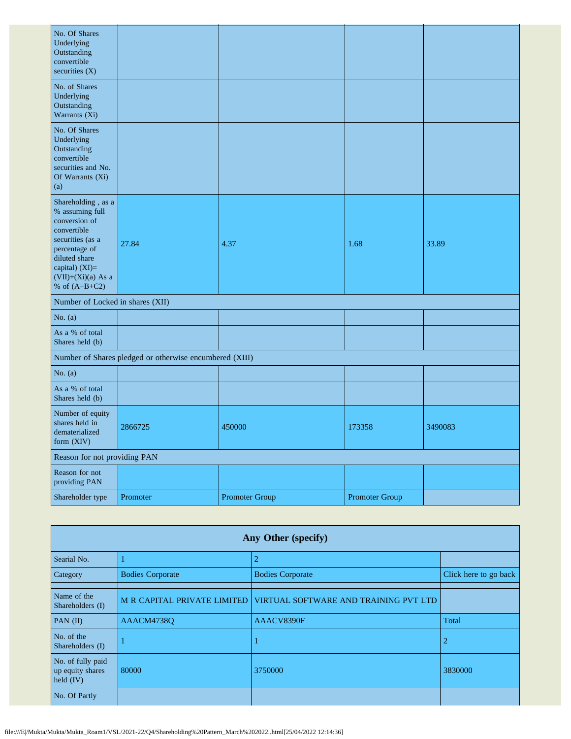| | | | | |
|---|---|---|---|---|
| No. Of Shares Underlying Outstanding convertible securities (X) | | | | |
| No. of Shares Underlying Outstanding Warrants (Xi) | | | | |
| No. Of Shares Underlying Outstanding convertible securities and No. Of Warrants (Xi) (a) | | | | |
| Shareholding , as a % assuming full conversion of convertible securities (as a percentage of diluted share capital) (XI)= (VII)+(Xi)(a) As a % of (A+B+C2) | 27.84 | 4.37 | 1.68 | 33.89 |
| Number of Locked in shares (XII) | | | | |
| No. (a) | | | | |
| As a % of total Shares held (b) | | | | |
| Number of Shares pledged or otherwise encumbered (XIII) | | | | |
| No. (a) | | | | |
| As a % of total Shares held (b) | | | | |
| Number of equity shares held in dematerialized form (XIV) | 2866725 | 450000 | 173358 | 3490083 |
| Reason for not providing PAN | | | | |
| Reason for not providing PAN | | | | |
| Shareholder type | Promoter | Promoter Group | Promoter Group | |

| Any Other (specify) | | | |
|---|---|---|---|
| Searial No. | 1 | 2 | |
| Category | Bodies Corporate | Bodies Corporate | Click here to go back |
| | | | |
| Name of the Shareholders (I) | M R CAPITAL PRIVATE LIMITED | VIRTUAL SOFTWARE AND TRAINING PVT LTD | |
| PAN (II) | AAACM4738Q | AAACV8390F | Total |
| No. of the Shareholders (I) | 1 | 1 | 2 |
| No. of fully paid up equity shares held (IV) | 80000 | 3750000 | 3830000 |
| No. Of Partly | | | |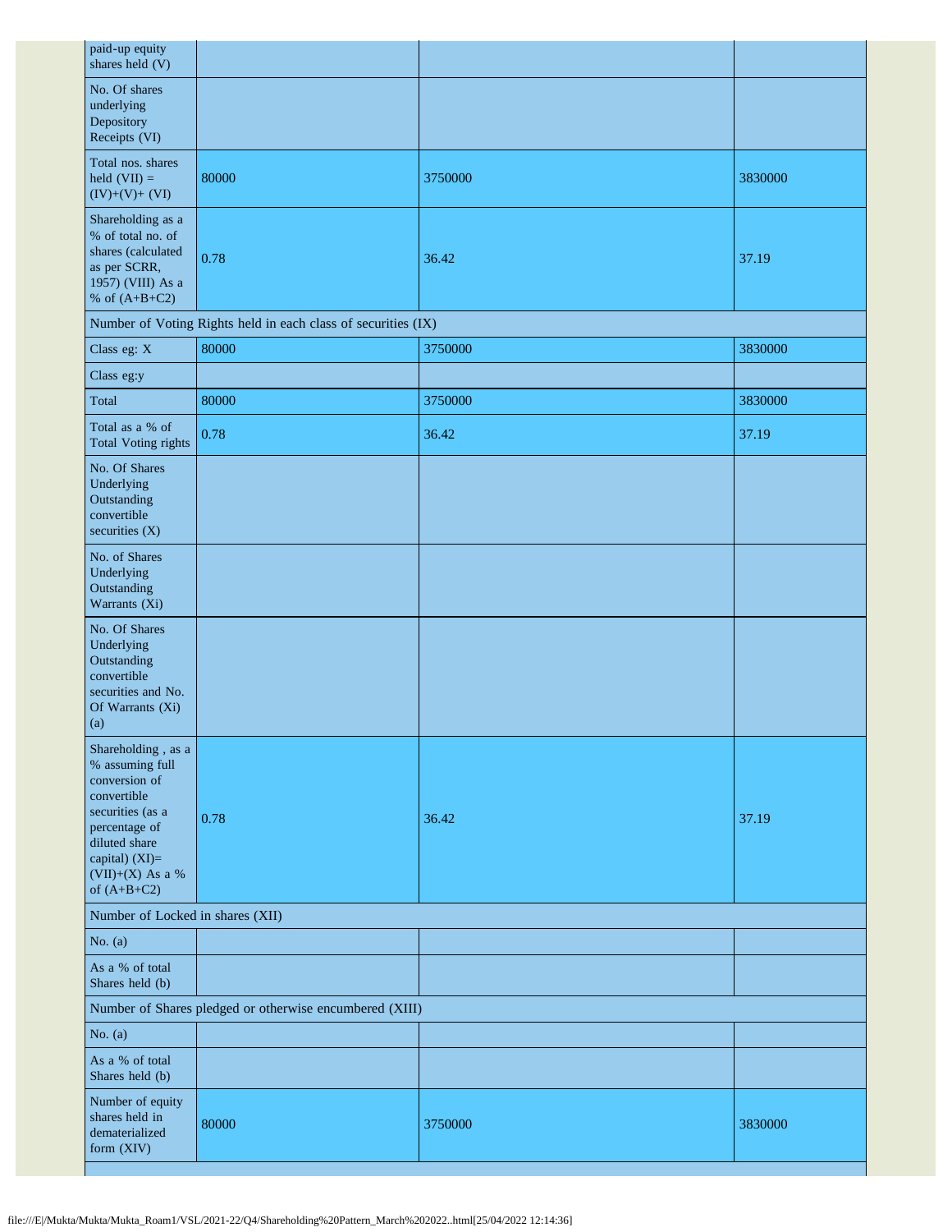| | | | |
|---|---|---|---|
| paid-up equity shares held (V) | | | |
| No. Of shares underlying Depository Receipts (VI) | | | |
| Total nos. shares held (VII) = (IV)+(V)+ (VI) | 80000 | 3750000 | 3830000 |
| Shareholding as a % of total no. of shares (calculated as per SCRR, 1957) (VIII) As a % of (A+B+C2) | 0.78 | 36.42 | 37.19 |
| Number of Voting Rights held in each class of securities (IX) | | | |
| Class eg: X | 80000 | 3750000 | 3830000 |
| Class eg:y | | | |
| Total | 80000 | 3750000 | 3830000 |
| Total as a % of Total Voting rights | 0.78 | 36.42 | 37.19 |
| No. Of Shares Underlying Outstanding convertible securities (X) | | | |
| No. of Shares Underlying Outstanding Warrants (Xi) | | | |
| No. Of Shares Underlying Outstanding convertible securities and No. Of Warrants (Xi) (a) | | | |
| Shareholding , as a % assuming full conversion of convertible securities (as a percentage of diluted share capital) (XI)= (VII)+(X) As a % of (A+B+C2) | 0.78 | 36.42 | 37.19 |
| Number of Locked in shares (XII) | | | |
| No. (a) | | | |
| As a % of total Shares held (b) | | | |
| Number of Shares pledged or otherwise encumbered (XIII) | | | |
| No. (a) | | | |
| As a % of total Shares held (b) | | | |
| Number of equity shares held in dematerialized form (XIV) | 80000 | 3750000 | 3830000 |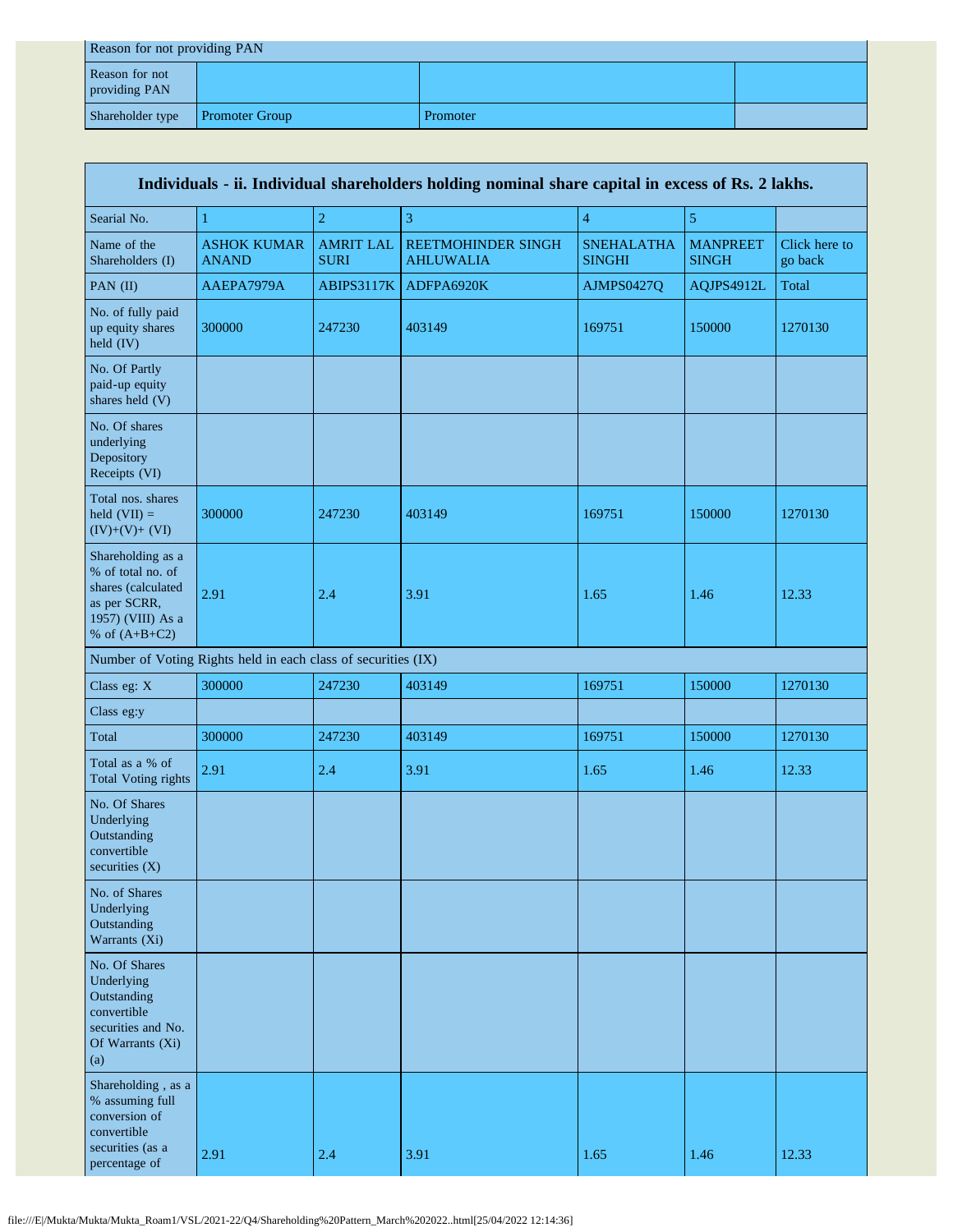| Reason for not providing PAN | | | |
|---|---|---|---|
| Reason for not providing PAN | | | |
| Shareholder type | Promoter Group | Promoter | |

| Individuals - ii. Individual shareholders holding nominal share capital in excess of Rs. 2 lakhs. | | | | | | |
|---|---|---|---|---|---|---|
| Searial No. | 1 | 2 | 3 | 4 | 5 | |
| Name of the Shareholders (I) | ASHOK KUMAR ANAND | AMRIT LAL SURI | REETMOHINDER SINGH AHLUWALIA | SNEHALATHA SINGHI | MANPREET SINGH | Click here to go back |
| PAN (II) | AAEPA7979A | ABIPS3117K | ADFPA6920K | AJMPS0427Q | AQJPS4912L | Total |
| No. of fully paid up equity shares held (IV) | 300000 | 247230 | 403149 | 169751 | 150000 | 1270130 |
| No. Of Partly paid-up equity shares held (V) | | | | | | |
| No. Of shares underlying Depository Receipts (VI) | | | | | | |
| Total nos. shares held (VII) = (IV)+(V)+ (VI) | 300000 | 247230 | 403149 | 169751 | 150000 | 1270130 |
| Shareholding as a % of total no. of shares (calculated as per SCRR, 1957) (VIII) As a % of (A+B+C2) | 2.91 | 2.4 | 3.91 | 1.65 | 1.46 | 12.33 |
| Number of Voting Rights held in each class of securities (IX) | | | | | | |
| Class eg: X | 300000 | 247230 | 403149 | 169751 | 150000 | 1270130 |
| Class eg:y | | | | | | |
| Total | 300000 | 247230 | 403149 | 169751 | 150000 | 1270130 |
| Total as a % of Total Voting rights | 2.91 | 2.4 | 3.91 | 1.65 | 1.46 | 12.33 |
| No. Of Shares Underlying Outstanding convertible securities (X) | | | | | | |
| No. of Shares Underlying Outstanding Warrants (Xi) | | | | | | |
| No. Of Shares Underlying Outstanding convertible securities and No. Of Warrants (Xi) (a) | | | | | | |
| Shareholding , as a % assuming full conversion of convertible securities (as a percentage of | 2.91 | 2.4 | 3.91 | 1.65 | 1.46 | 12.33 |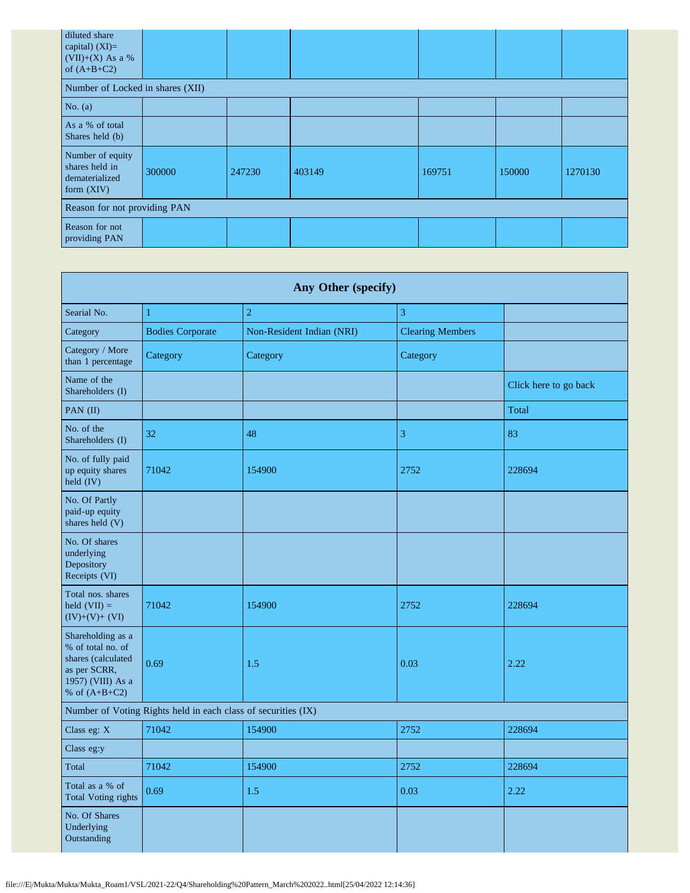| diluted share capital) (XI)= (VII)+(X) As a % of (A+B+C2) | | | | | | |
|---|---|---|---|---|---|---|
| Number of Locked in shares (XII) | | | | | | |
| No. (a) | | | | | | |
| As a % of total Shares held (b) | | | | | | |
| Number of equity shares held in dematerialized form (XIV) | 300000 | 247230 | 403149 | 169751 | 150000 | 1270130 |
| Reason for not providing PAN | | | | | | |
| Reason for not providing PAN | | | | | | |

| Any Other (specify) | | | | |
|---|---|---|---|---|
| Searial No. | 1 | 2 | 3 | |
| Category | Bodies Corporate | Non-Resident Indian (NRI) | Clearing Members | |
| Category / More than 1 percentage | Category | Category | Category | |
| Name of the Shareholders (I) | | | | Click here to go back |
| PAN (II) | | | | Total |
| No. of the Shareholders (I) | 32 | 48 | 3 | 83 |
| No. of fully paid up equity shares held (IV) | 71042 | 154900 | 2752 | 228694 |
| No. Of Partly paid-up equity shares held (V) | | | | |
| No. Of shares underlying Depository Receipts (VI) | | | | |
| Total nos. shares held (VII) = (IV)+(V)+ (VI) | 71042 | 154900 | 2752 | 228694 |
| Shareholding as a % of total no. of shares (calculated as per SCRR, 1957) (VIII) As a % of (A+B+C2) | 0.69 | 1.5 | 0.03 | 2.22 |
| Number of Voting Rights held in each class of securities (IX) | | | | |
| Class eg: X | 71042 | 154900 | 2752 | 228694 |
| Class eg:y | | | | |
| Total | 71042 | 154900 | 2752 | 228694 |
| Total as a % of Total Voting rights | 0.69 | 1.5 | 0.03 | 2.22 |
| No. Of Shares Underlying Outstanding | | | | |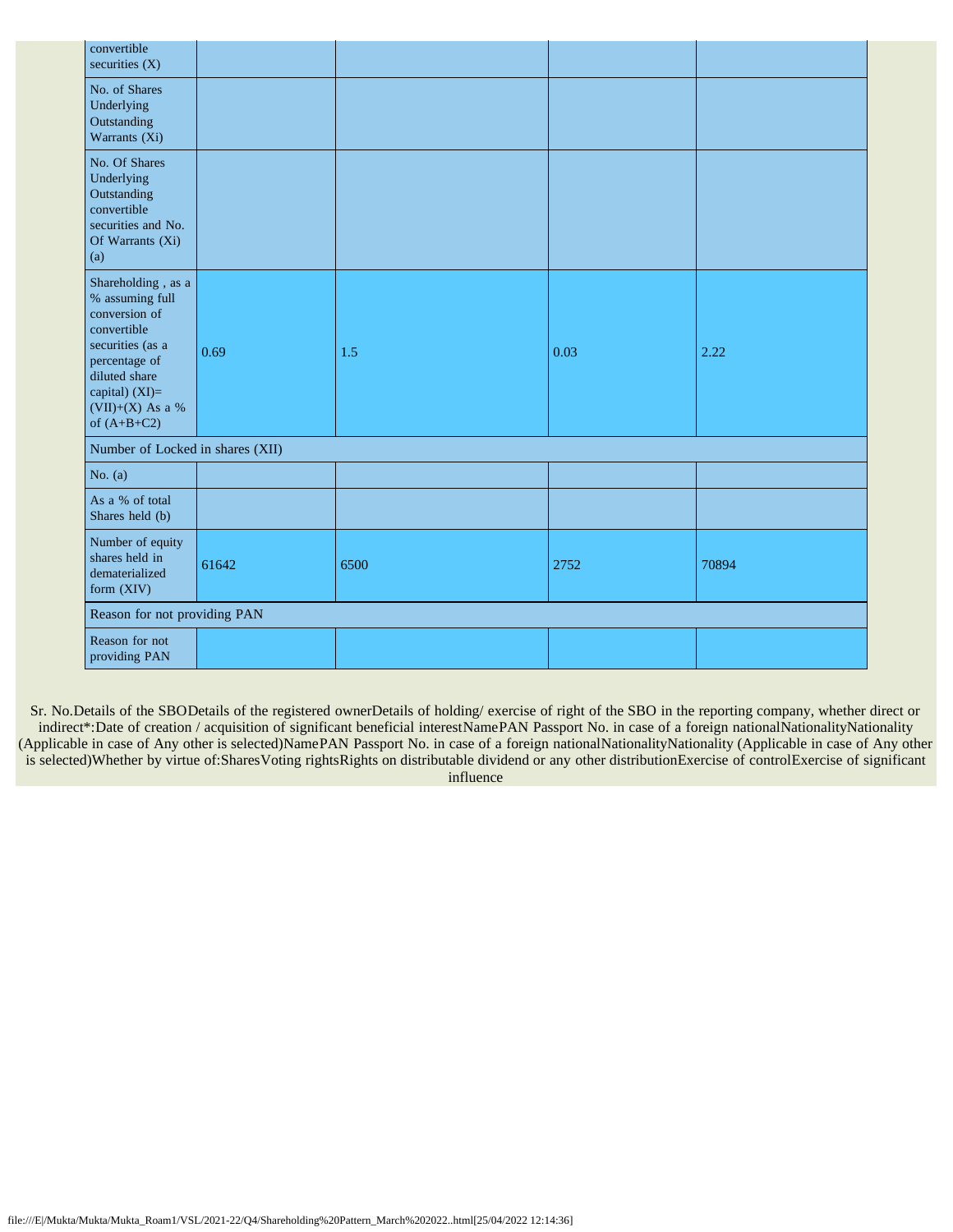| | | | | |
|---|---|---|---|---|
| convertible securities (X) | | | | |
| No. of Shares Underlying Outstanding Warrants (Xi) | | | | |
| No. Of Shares Underlying Outstanding convertible securities and No. Of Warrants (Xi) (a) | | | | |
| Shareholding , as a % assuming full conversion of convertible securities (as a percentage of diluted share capital) (XI)= (VII)+(X) As a % of (A+B+C2) | 0.69 | 1.5 | 0.03 | 2.22 |
| Number of Locked in shares (XII) | | | | |
| No. (a) | | | | |
| As a % of total Shares held (b) | | | | |
| Number of equity shares held in dematerialized form (XIV) | 61642 | 6500 | 2752 | 70894 |
| Reason for not providing PAN | | | | |
| Reason for not providing PAN | | | | |

Sr. No.Details of the SBODetails of the registered ownerDetails of holding/ exercise of right of the SBO in the reporting company, whether direct or indirect*:Date of creation / acquisition of significant beneficial interestNamePAN Passport No. in case of a foreign nationalNationalityNationality (Applicable in case of Any other is selected)NamePAN Passport No. in case of a foreign nationalNationalityNationality (Applicable in case of Any other is selected)Whether by virtue of:SharesVoting rightsRights on distributable dividend or any other distributionExercise of controlExercise of significant influence